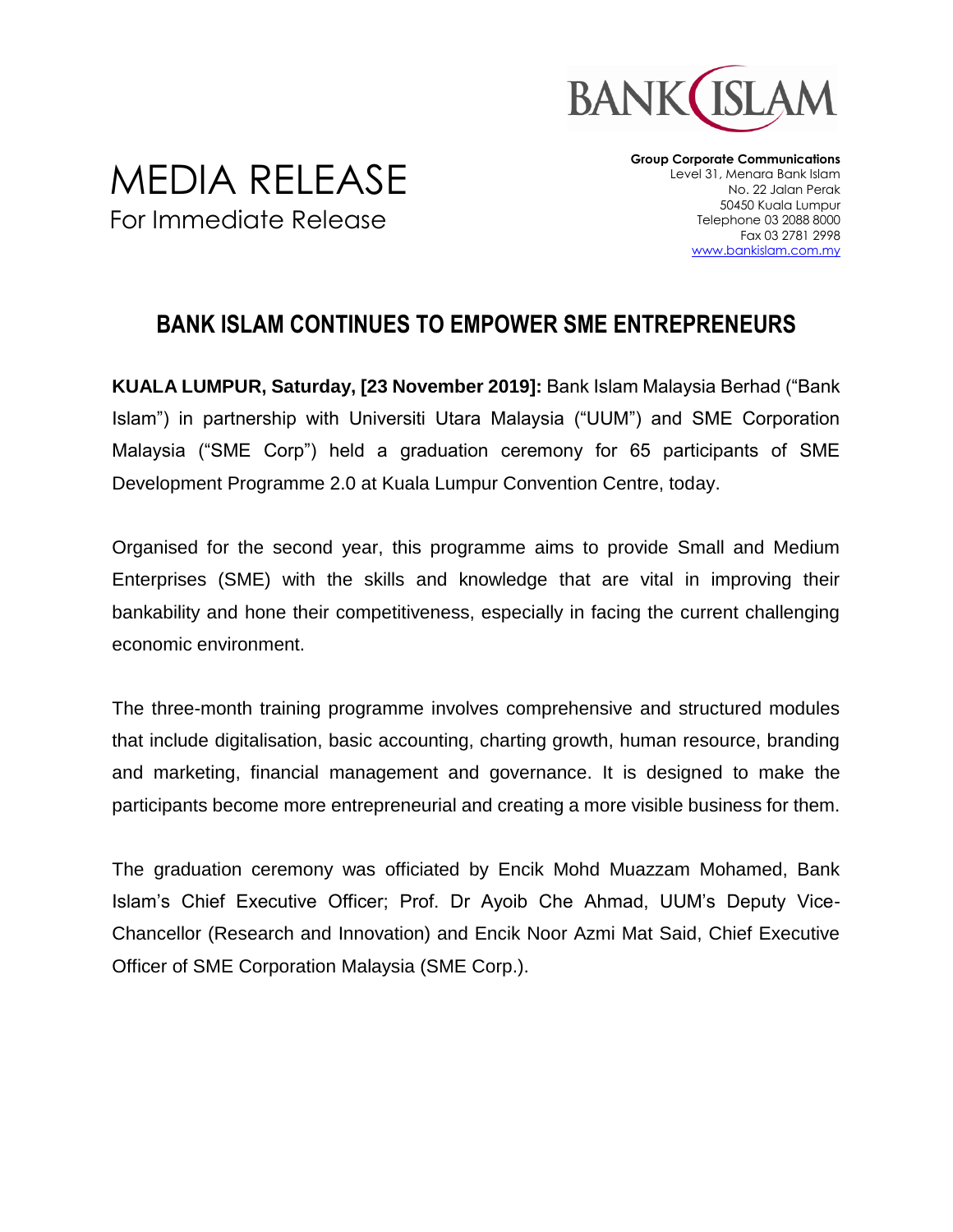BANK ISLAM

# MEDIA RELEASE

For Immediate Release

**Group Corporate Communications**
Level 31, Menara Bank Islam
No. 22 Jalan Perak
50450 Kuala Lumpur
Telephone 03 2088 8000
Fax 03 2781 2998
www.bankislam.com.my

## BANK ISLAM CONTINUES TO EMPOWER SME ENTREPRENEURS

**KUALA LUMPUR, Saturday, [23 November 2019]:** Bank Islam Malaysia Berhad ("Bank Islam") in partnership with Universiti Utara Malaysia ("UUM") and SME Corporation Malaysia ("SME Corp") held a graduation ceremony for 65 participants of SME Development Programme 2.0 at Kuala Lumpur Convention Centre, today.

Organised for the second year, this programme aims to provide Small and Medium Enterprises (SME) with the skills and knowledge that are vital in improving their bankability and hone their competitiveness, especially in facing the current challenging economic environment.

The three-month training programme involves comprehensive and structured modules that include digitalisation, basic accounting, charting growth, human resource, branding and marketing, financial management and governance. It is designed to make the participants become more entrepreneurial and creating a more visible business for them.

The graduation ceremony was officiated by Encik Mohd Muazzam Mohamed, Bank Islam's Chief Executive Officer; Prof. Dr Ayoib Che Ahmad, UUM's Deputy Vice-Chancellor (Research and Innovation) and Encik Noor Azmi Mat Said, Chief Executive Officer of SME Corporation Malaysia (SME Corp.).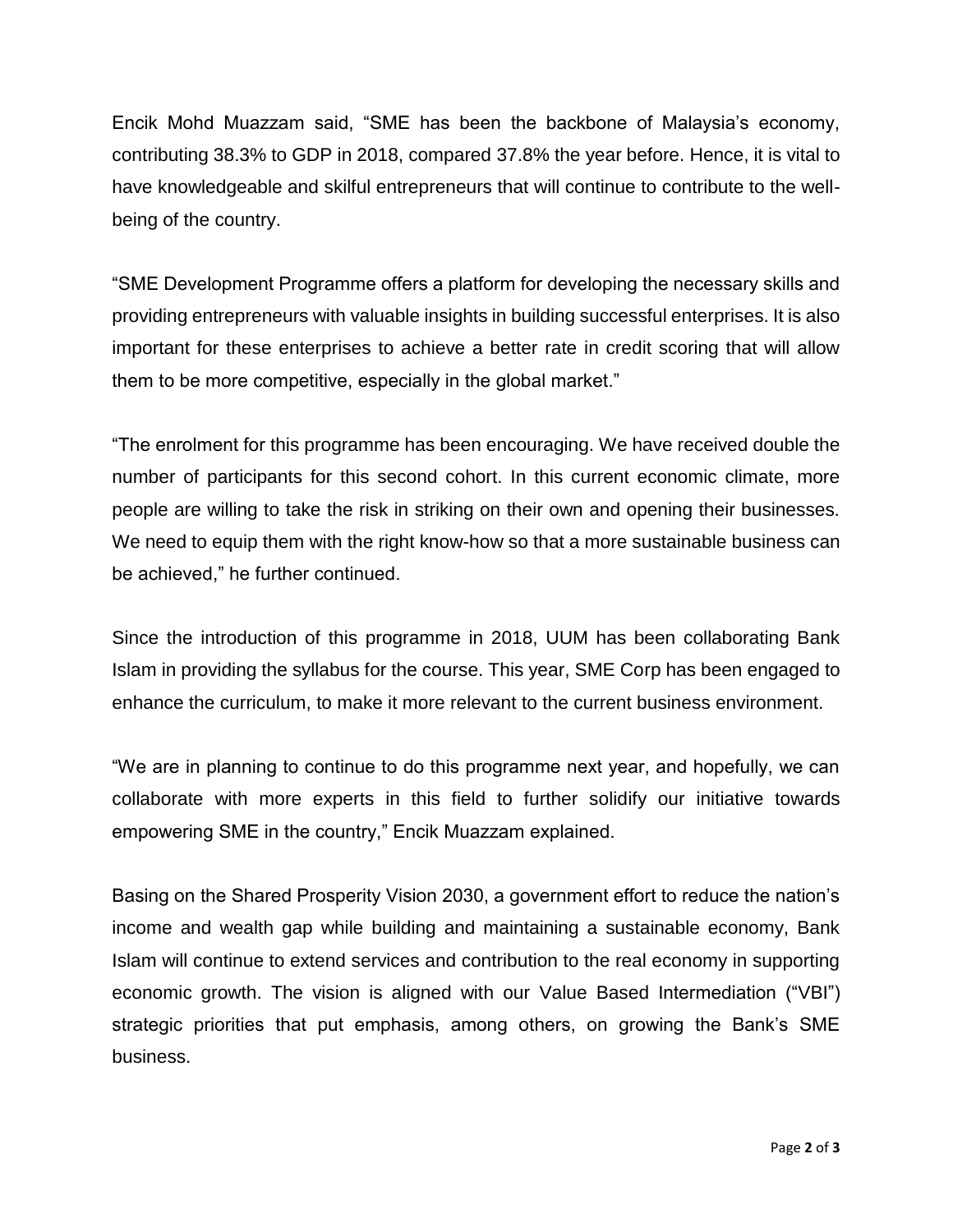Encik Mohd Muazzam said, "SME has been the backbone of Malaysia's economy, contributing 38.3% to GDP in 2018, compared 37.8% the year before. Hence, it is vital to have knowledgeable and skilful entrepreneurs that will continue to contribute to the well-being of the country.

"SME Development Programme offers a platform for developing the necessary skills and providing entrepreneurs with valuable insights in building successful enterprises. It is also important for these enterprises to achieve a better rate in credit scoring that will allow them to be more competitive, especially in the global market."

"The enrolment for this programme has been encouraging. We have received double the number of participants for this second cohort. In this current economic climate, more people are willing to take the risk in striking on their own and opening their businesses. We need to equip them with the right know-how so that a more sustainable business can be achieved," he further continued.

Since the introduction of this programme in 2018, UUM has been collaborating Bank Islam in providing the syllabus for the course. This year, SME Corp has been engaged to enhance the curriculum, to make it more relevant to the current business environment.

"We are in planning to continue to do this programme next year, and hopefully, we can collaborate with more experts in this field to further solidify our initiative towards empowering SME in the country," Encik Muazzam explained.

Basing on the Shared Prosperity Vision 2030, a government effort to reduce the nation's income and wealth gap while building and maintaining a sustainable economy, Bank Islam will continue to extend services and contribution to the real economy in supporting economic growth. The vision is aligned with our Value Based Intermediation ("VBI") strategic priorities that put emphasis, among others, on growing the Bank's SME business.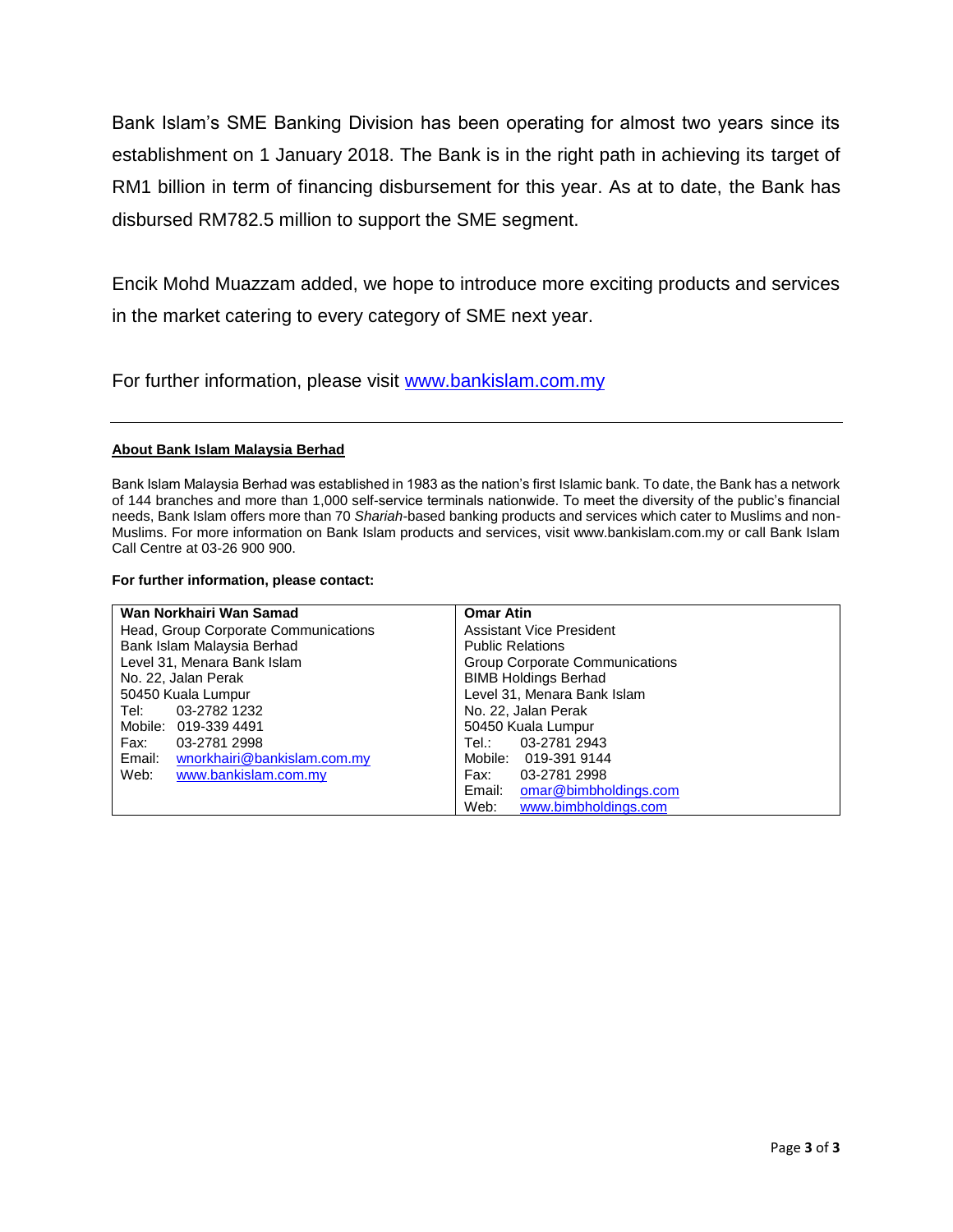Bank Islam's SME Banking Division has been operating for almost two years since its establishment on 1 January 2018. The Bank is in the right path in achieving its target of RM1 billion in term of financing disbursement for this year. As at to date, the Bank has disbursed RM782.5 million to support the SME segment.

Encik Mohd Muazzam added, we hope to introduce more exciting products and services in the market catering to every category of SME next year.

For further information, please visit [www.bankislam.com.my](http://www.bankislam.com.my)

---

**About Bank Islam Malaysia Berhad**

Bank Islam Malaysia Berhad was established in 1983 as the nation's first Islamic bank. To date, the Bank has a network of 144 branches and more than 1,000 self-service terminals nationwide. To meet the diversity of the public's financial needs, Bank Islam offers more than 70 *Shariah*-based banking products and services which cater to Muslims and non-Muslims. For more information on Bank Islam products and services, visit www.bankislam.com.my or call Bank Islam Call Centre at 03-26 900 900.

**For further information, please contact:**

| | |
|---|---|
| **Wan Norkhairi Wan Samad** | **Omar Atin** |
| Head, Group Corporate Communications | Assistant Vice President |
| Bank Islam Malaysia Berhad | Public Relations |
| Level 31, Menara Bank Islam | Group Corporate Communications |
| No. 22, Jalan Perak | BIMB Holdings Berhad |
| 50450 Kuala Lumpur | Level 31, Menara Bank Islam |
| Tel: 03-2782 1232 | No. 22, Jalan Perak |
| Mobile: 019-339 4491 | 50450 Kuala Lumpur |
| Fax: 03-2781 2998 | Tel.: 03-2781 2943 |
| Email: wnorkhairi@bankislam.com.my | Mobile: 019-391 9144 |
| Web: www.bankislam.com.my | Fax: 03-2781 2998 |
| | Email: omar@bimbholdings.com |
| | Web: www.bimbholdings.com |